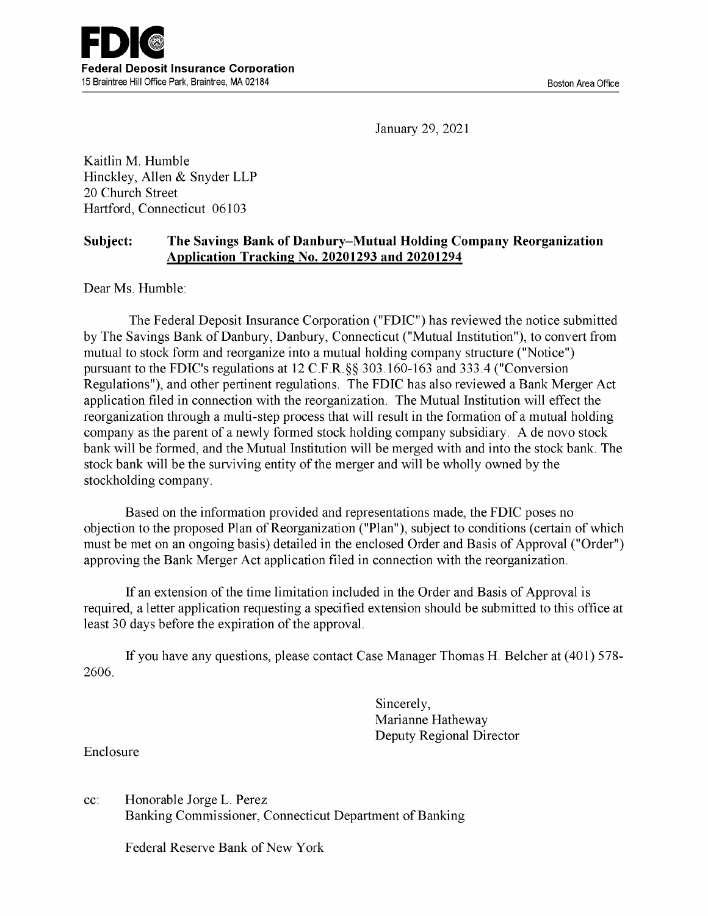**FDIC**
**Federal Deposit Insurance Corporation**
15 Braintree Hill Office Park, Braintree, MA 02184

Boston Area Office

January 29, 2021

Kaitlin M. Humble
Hinckley, Allen & Snyder LLP
20 Church Street
Hartford, Connecticut 06103

**Subject: The Savings Bank of Danbury–Mutual Holding Company Reorganization**
**Application Tracking No. 20201293 and 20201294**

Dear Ms. Humble:

The Federal Deposit Insurance Corporation ("FDIC") has reviewed the notice submitted by The Savings Bank of Danbury, Danbury, Connecticut ("Mutual Institution"), to convert from mutual to stock form and reorganize into a mutual holding company structure ("Notice") pursuant to the FDIC's regulations at 12 C.F.R.§§ 303.160-163 and 333.4 ("Conversion Regulations"), and other pertinent regulations. The FDIC has also reviewed a Bank Merger Act application filed in connection with the reorganization. The Mutual Institution will effect the reorganization through a multi-step process that will result in the formation of a mutual holding company as the parent of a newly formed stock holding company subsidiary. A de novo stock bank will be formed, and the Mutual Institution will be merged with and into the stock bank. The stock bank will be the surviving entity of the merger and will be wholly owned by the stockholding company.

Based on the information provided and representations made, the FDIC poses no objection to the proposed Plan of Reorganization ("Plan"), subject to conditions (certain of which must be met on an ongoing basis) detailed in the enclosed Order and Basis of Approval ("Order") approving the Bank Merger Act application filed in connection with the reorganization.

If an extension of the time limitation included in the Order and Basis of Approval is required, a letter application requesting a specified extension should be submitted to this office at least 30 days before the expiration of the approval.

If you have any questions, please contact Case Manager Thomas H. Belcher at (401) 578-2606.

Sincerely,
Marianne Hatheway
Deputy Regional Director

Enclosure

cc: Honorable Jorge L. Perez
Banking Commissioner, Connecticut Department of Banking

Federal Reserve Bank of New York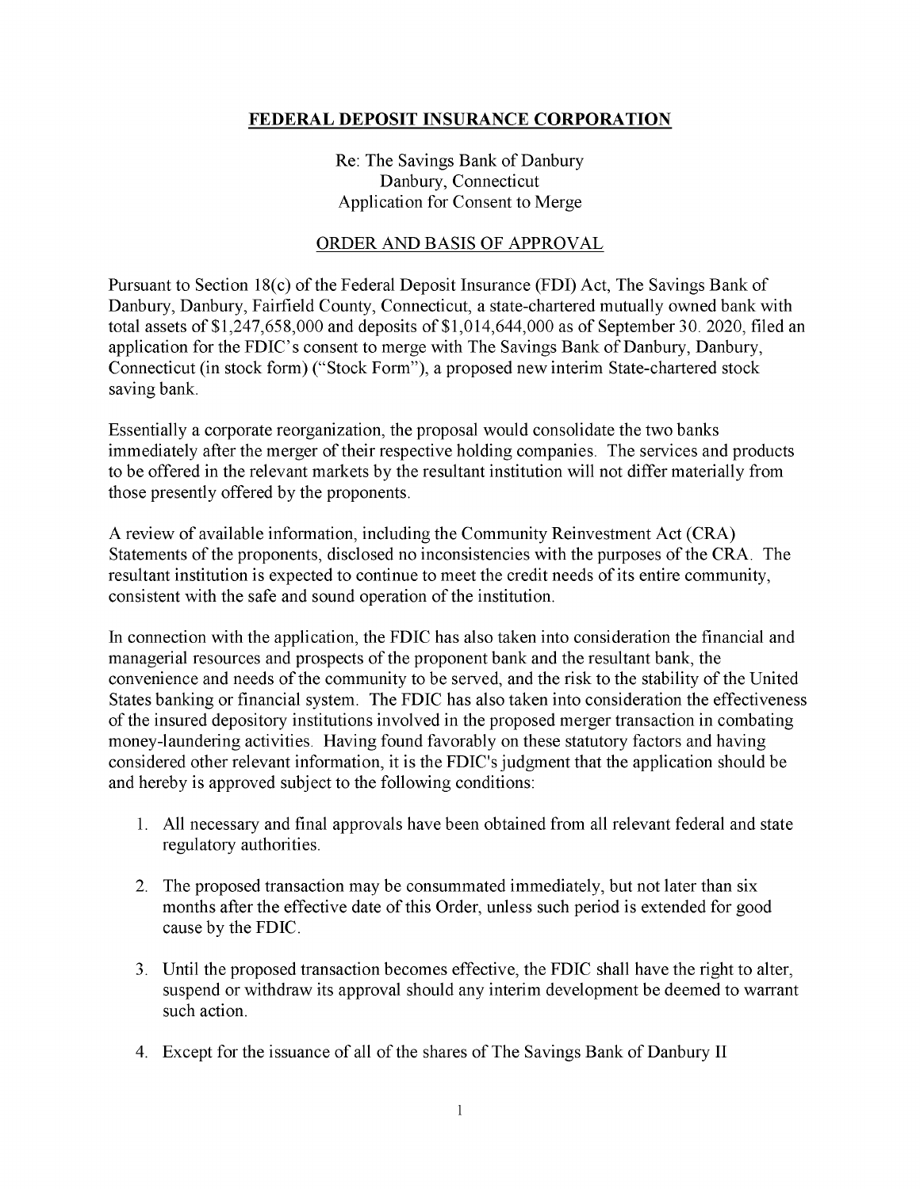## FEDERAL DEPOSIT INSURANCE CORPORATION

Re: The Savings Bank of Danbury
Danbury, Connecticut
Application for Consent to Merge

ORDER AND BASIS OF APPROVAL

Pursuant to Section 18(c) of the Federal Deposit Insurance (FDI) Act, The Savings Bank of Danbury, Danbury, Fairfield County, Connecticut, a state-chartered mutually owned bank with total assets of $1,247,658,000 and deposits of $1,014,644,000 as of September 30. 2020, filed an application for the FDIC's consent to merge with The Savings Bank of Danbury, Danbury, Connecticut (in stock form) ("Stock Form"), a proposed new interim State-chartered stock saving bank.

Essentially a corporate reorganization, the proposal would consolidate the two banks immediately after the merger of their respective holding companies. The services and products to be offered in the relevant markets by the resultant institution will not differ materially from those presently offered by the proponents.

A review of available information, including the Community Reinvestment Act (CRA) Statements of the proponents, disclosed no inconsistencies with the purposes of the CRA. The resultant institution is expected to continue to meet the credit needs of its entire community, consistent with the safe and sound operation of the institution.

In connection with the application, the FDIC has also taken into consideration the financial and managerial resources and prospects of the proponent bank and the resultant bank, the convenience and needs of the community to be served, and the risk to the stability of the United States banking or financial system. The FDIC has also taken into consideration the effectiveness of the insured depository institutions involved in the proposed merger transaction in combating money-laundering activities. Having found favorably on these statutory factors and having considered other relevant information, it is the FDIC's judgment that the application should be and hereby is approved subject to the following conditions:

1. All necessary and final approvals have been obtained from all relevant federal and state regulatory authorities.

2. The proposed transaction may be consummated immediately, but not later than six months after the effective date of this Order, unless such period is extended for good cause by the FDIC.

3. Until the proposed transaction becomes effective, the FDIC shall have the right to alter, suspend or withdraw its approval should any interim development be deemed to warrant such action.

4. Except for the issuance of all of the shares of The Savings Bank of Danbury II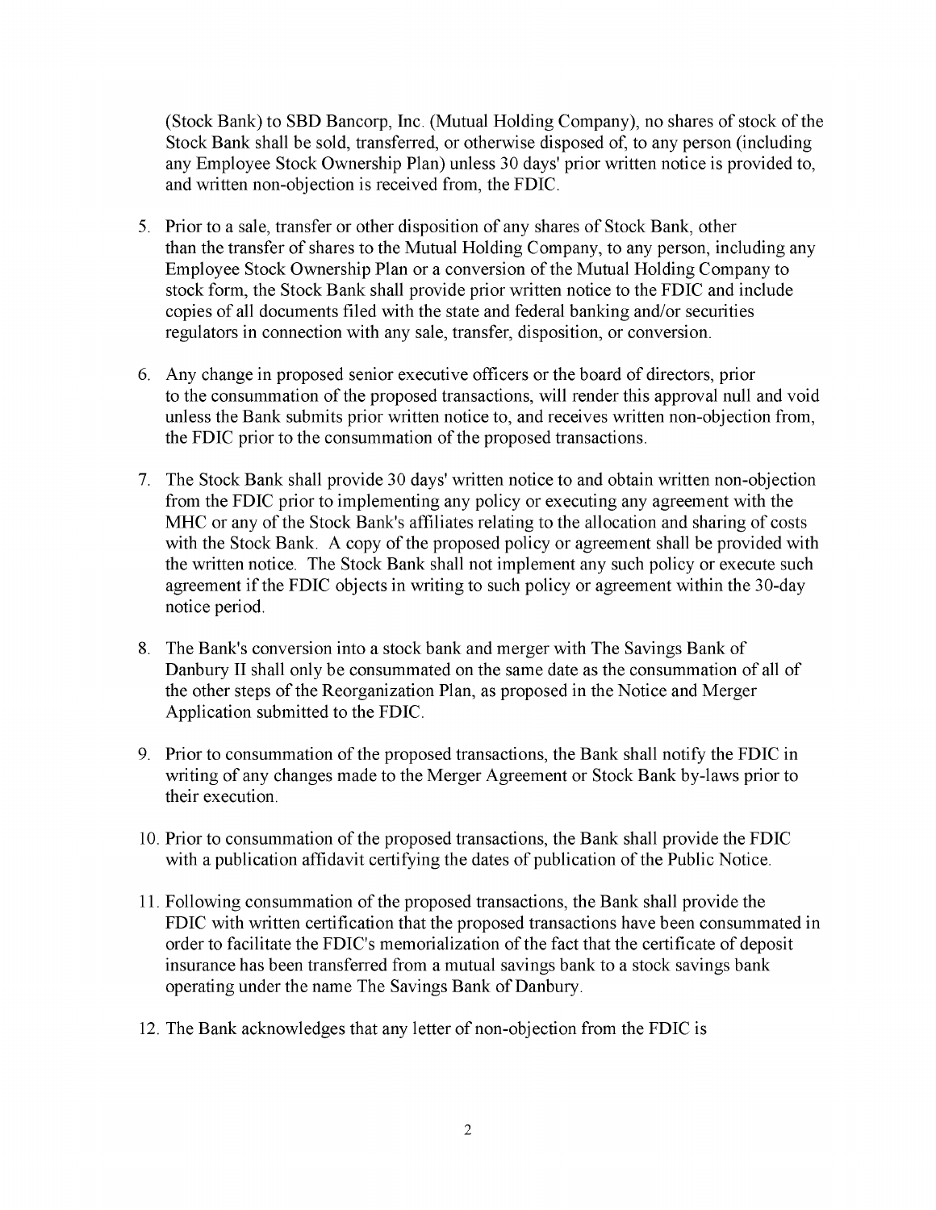(Stock Bank) to SBD Bancorp, Inc. (Mutual Holding Company), no shares of stock of the Stock Bank shall be sold, transferred, or otherwise disposed of, to any person (including any Employee Stock Ownership Plan) unless 30 days' prior written notice is provided to, and written non-objection is received from, the FDIC.

5. Prior to a sale, transfer or other disposition of any shares of Stock Bank, other than the transfer of shares to the Mutual Holding Company, to any person, including any Employee Stock Ownership Plan or a conversion of the Mutual Holding Company to stock form, the Stock Bank shall provide prior written notice to the FDIC and include copies of all documents filed with the state and federal banking and/or securities regulators in connection with any sale, transfer, disposition, or conversion.

6. Any change in proposed senior executive officers or the board of directors, prior to the consummation of the proposed transactions, will render this approval null and void unless the Bank submits prior written notice to, and receives written non-objection from, the FDIC prior to the consummation of the proposed transactions.

7. The Stock Bank shall provide 30 days' written notice to and obtain written non-objection from the FDIC prior to implementing any policy or executing any agreement with the MHC or any of the Stock Bank's affiliates relating to the allocation and sharing of costs with the Stock Bank. A copy of the proposed policy or agreement shall be provided with the written notice. The Stock Bank shall not implement any such policy or execute such agreement if the FDIC objects in writing to such policy or agreement within the 30-day notice period.

8. The Bank's conversion into a stock bank and merger with The Savings Bank of Danbury II shall only be consummated on the same date as the consummation of all of the other steps of the Reorganization Plan, as proposed in the Notice and Merger Application submitted to the FDIC.

9. Prior to consummation of the proposed transactions, the Bank shall notify the FDIC in writing of any changes made to the Merger Agreement or Stock Bank by-laws prior to their execution.

10. Prior to consummation of the proposed transactions, the Bank shall provide the FDIC with a publication affidavit certifying the dates of publication of the Public Notice.

11. Following consummation of the proposed transactions, the Bank shall provide the FDIC with written certification that the proposed transactions have been consummated in order to facilitate the FDIC's memorialization of the fact that the certificate of deposit insurance has been transferred from a mutual savings bank to a stock savings bank operating under the name The Savings Bank of Danbury.

12. The Bank acknowledges that any letter of non-objection from the FDIC is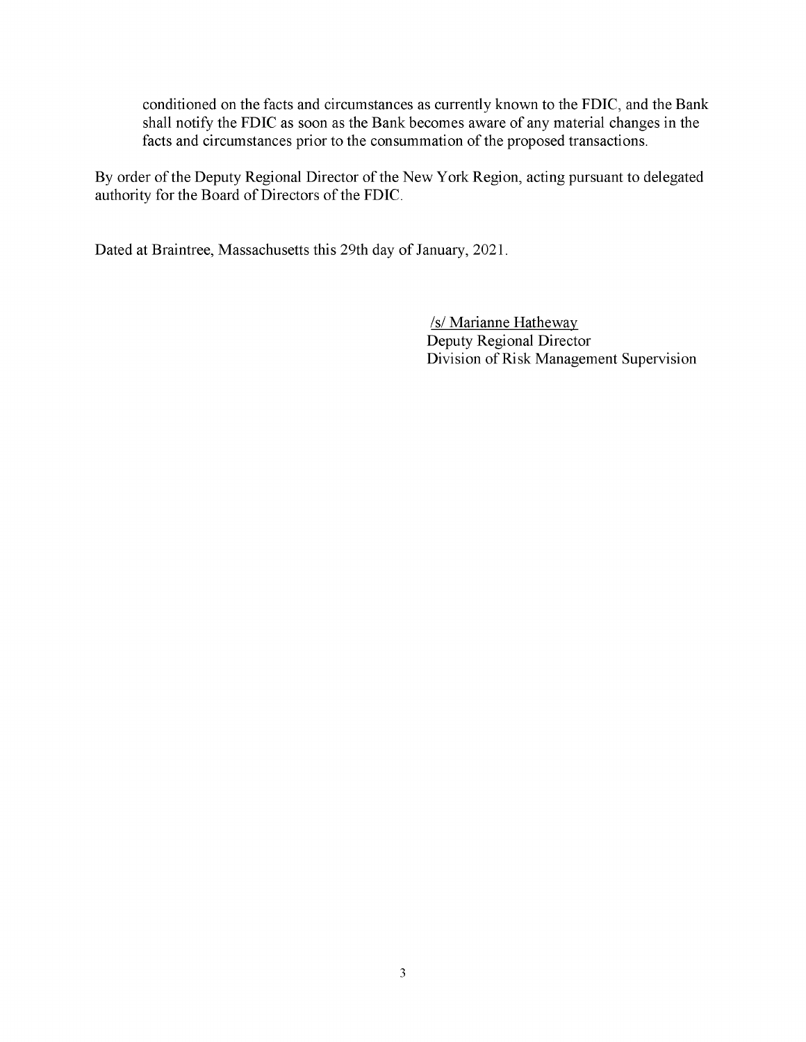conditioned on the facts and circumstances as currently known to the FDIC, and the Bank shall notify the FDIC as soon as the Bank becomes aware of any material changes in the facts and circumstances prior to the consummation of the proposed transactions.

By order of the Deputy Regional Director of the New York Region, acting pursuant to delegated authority for the Board of Directors of the FDIC.

Dated at Braintree, Massachusetts this 29th day of January, 2021.

/s/ Marianne Hatheway
Deputy Regional Director
Division of Risk Management Supervision